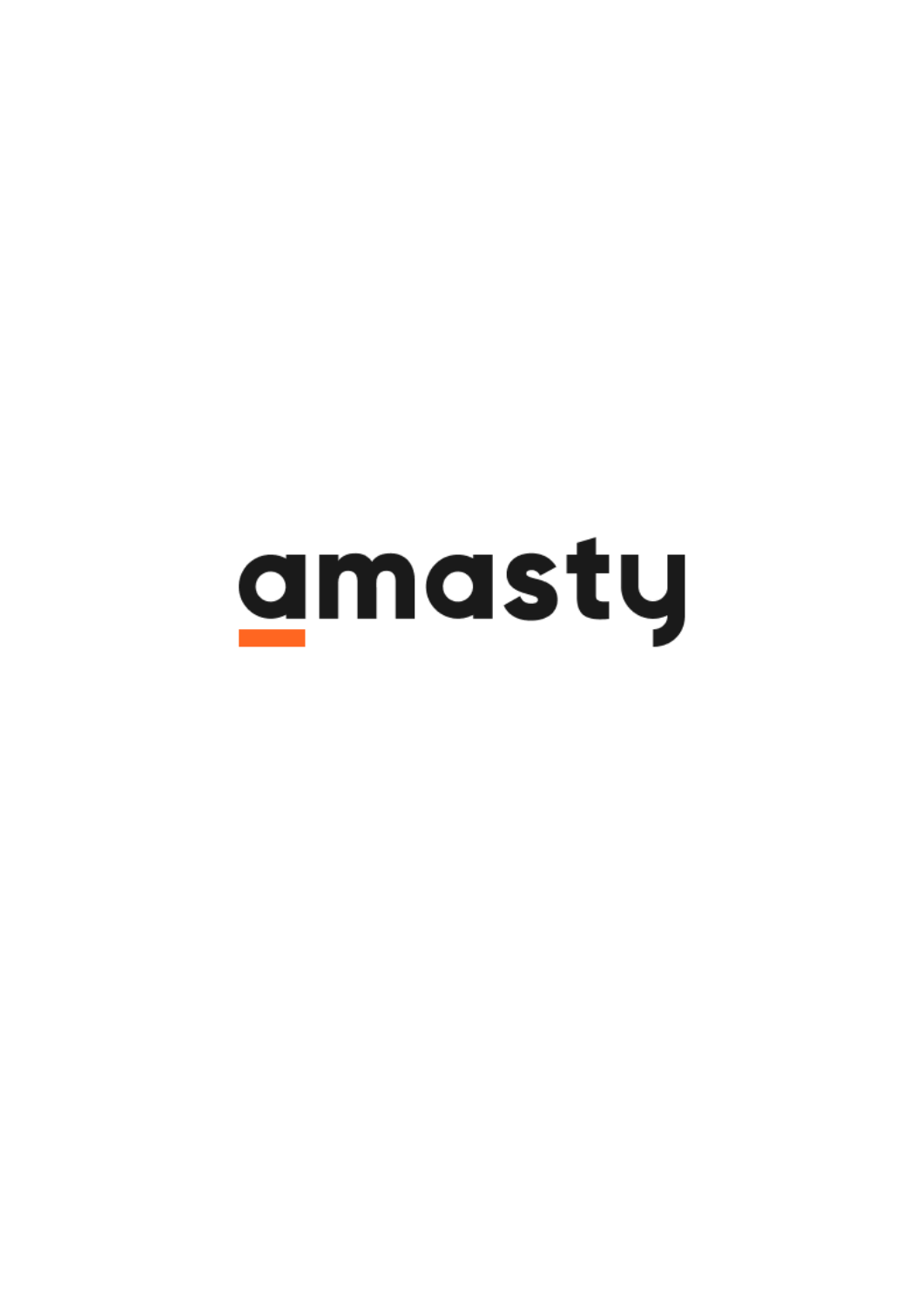amasty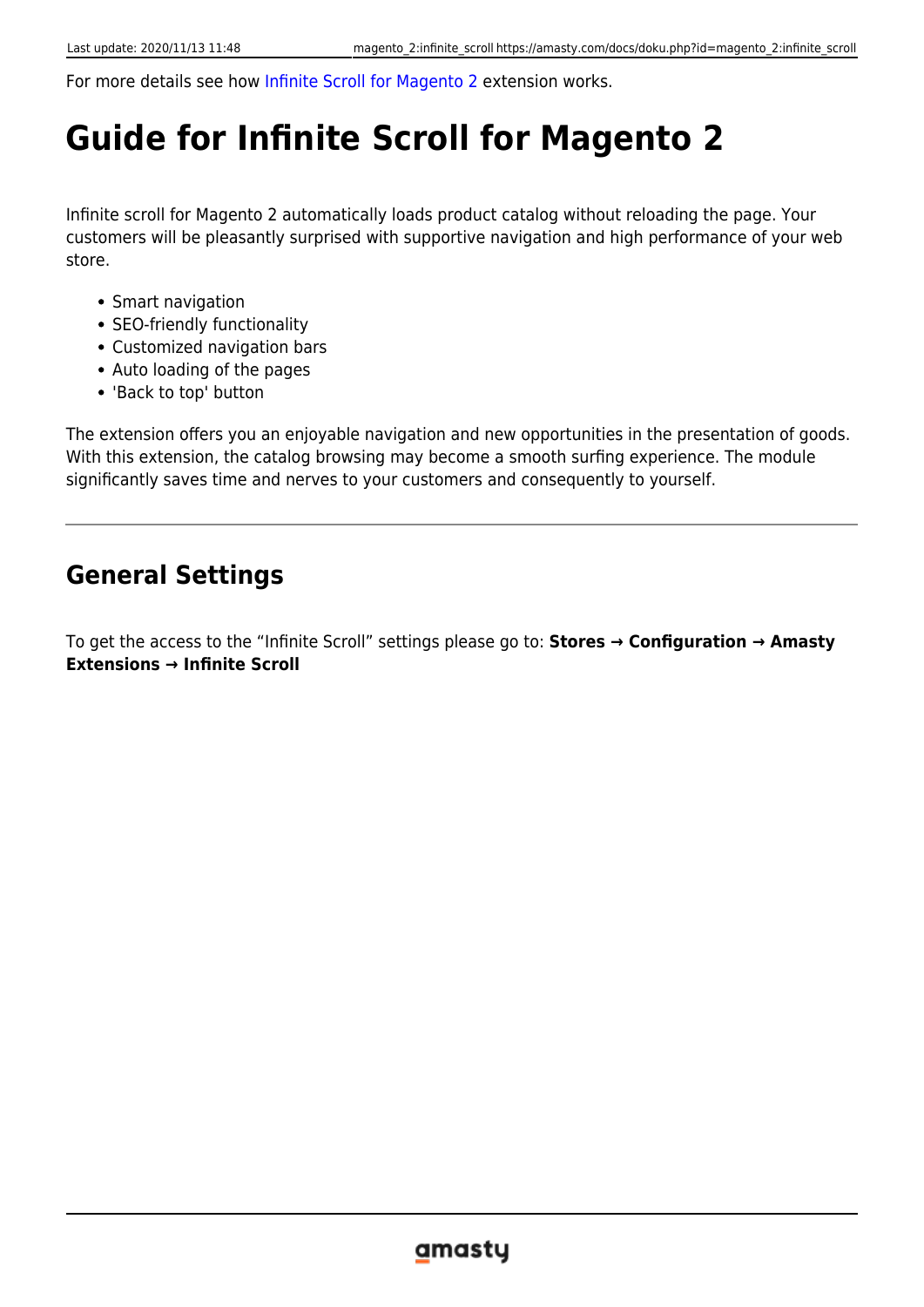For more details see how Infinite Scroll for Magento 2 extension works.

# Guide for Infinite Scroll for Magento 2

Infinite scroll for Magento 2 automatically loads product catalog without reloading the page. Your customers will be pleasantly surprised with supportive navigation and high performance of your web store.

- Smart navigation
- SEO-friendly functionality
- Customized navigation bars
- Auto loading of the pages
- 'Back to top' button

The extension offers you an enjoyable navigation and new opportunities in the presentation of goods. With this extension, the catalog browsing may become a smooth surfing experience. The module significantly saves time and nerves to your customers and consequently to yourself.

---

## General Settings

To get the access to the “Infinite Scroll” settings please go to: **Stores → Configuration → Amasty Extensions → Infinite Scroll**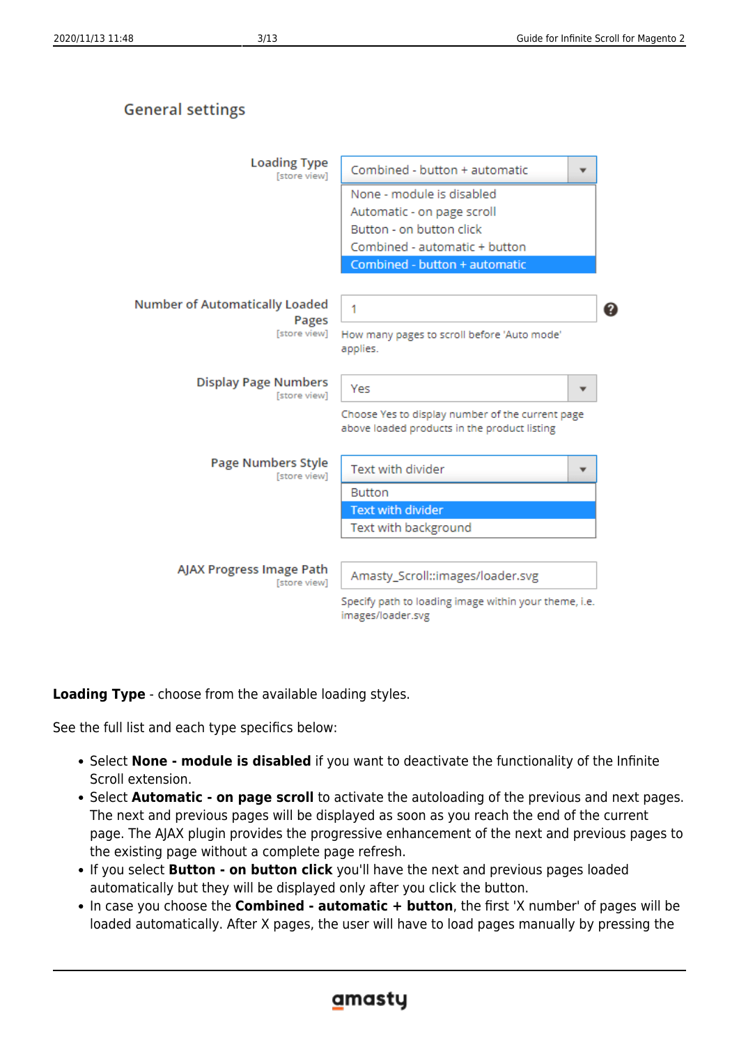General settings

| Setting | Value | Comment |
| --- | --- | --- |
| Loading Type [store view] | Combined - button + automatic (options: None - module is disabled; Automatic - on page scroll; Button - on button click; Combined - automatic + button; Combined - button + automatic) | |
| Number of Automatically Loaded Pages [store view] | 1 | How many pages to scroll before 'Auto mode' applies. |
| Display Page Numbers [store view] | Yes | Choose Yes to display number of the current page above loaded products in the product listing |
| Page Numbers Style [store view] | Text with divider (options: Button; Text with divider; Text with background) | |
| AJAX Progress Image Path [store view] | Amasty_Scroll::images/loader.svg | Specify path to loading image within your theme, i.e. images/loader.svg |

**Loading Type** - choose from the available loading styles.

See the full list and each type specifics below:

- Select **None - module is disabled** if you want to deactivate the functionality of the Infinite Scroll extension.
- Select **Automatic - on page scroll** to activate the autoloading of the previous and next pages. The next and previous pages will be displayed as soon as you reach the end of the current page. The AJAX plugin provides the progressive enhancement of the next and previous pages to the existing page without a complete page refresh.
- If you select **Button - on button click** you'll have the next and previous pages loaded automatically but they will be displayed only after you click the button.
- In case you choose the **Combined - automatic + button**, the first 'X number' of pages will be loaded automatically. After X pages, the user will have to load pages manually by pressing the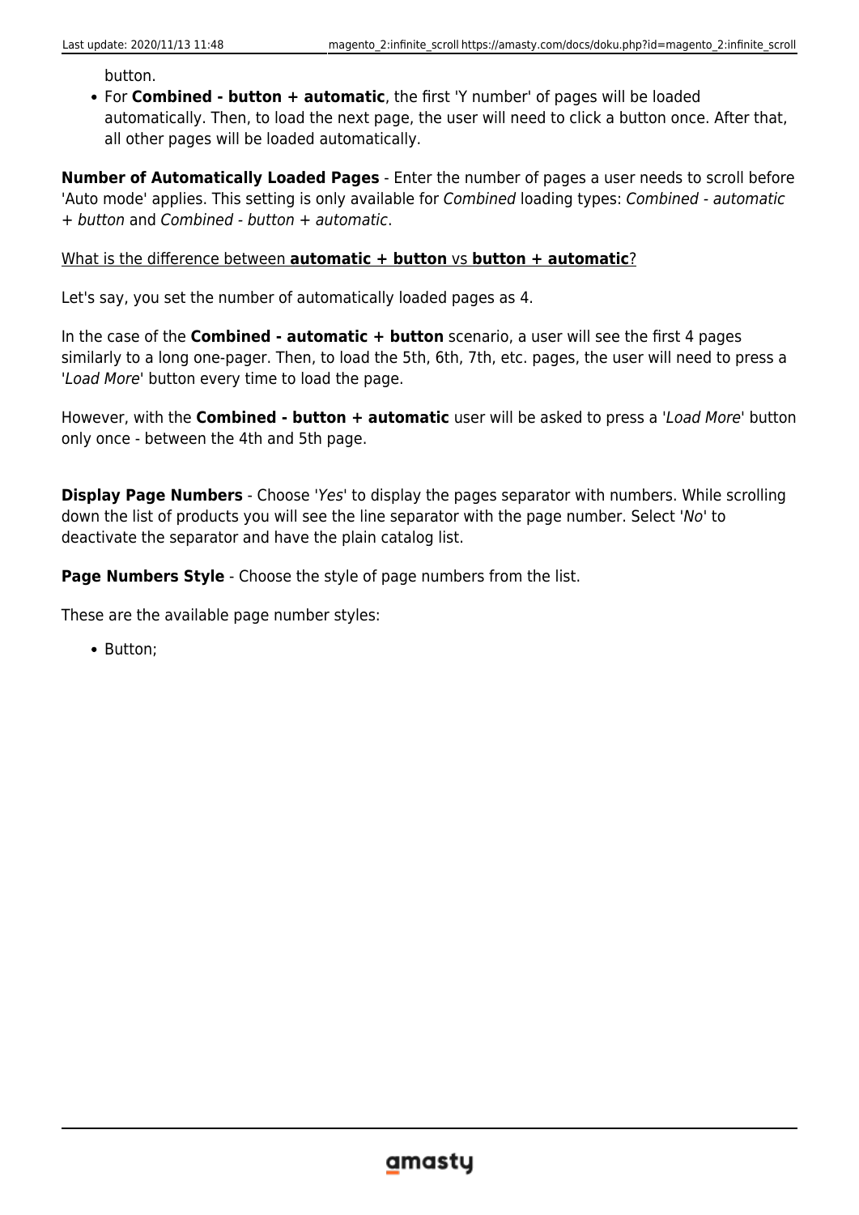button.

- For **Combined - button + automatic**, the first 'Y number' of pages will be loaded automatically. Then, to load the next page, the user will need to click a button once. After that, all other pages will be loaded automatically.

**Number of Automatically Loaded Pages** - Enter the number of pages a user needs to scroll before 'Auto mode' applies. This setting is only available for *Combined* loading types: *Combined - automatic + button* and *Combined - button + automatic*.

What is the difference between **automatic + button** vs **button + automatic**?

Let's say, you set the number of automatically loaded pages as 4.

In the case of the **Combined - automatic + button** scenario, a user will see the first 4 pages similarly to a long one-pager. Then, to load the 5th, 6th, 7th, etc. pages, the user will need to press a '*Load More*' button every time to load the page.

However, with the **Combined - button + automatic** user will be asked to press a '*Load More*' button only once - between the 4th and 5th page.

**Display Page Numbers** - Choose '*Yes*' to display the pages separator with numbers. While scrolling down the list of products you will see the line separator with the page number. Select '*No*' to deactivate the separator and have the plain catalog list.

**Page Numbers Style** - Choose the style of page numbers from the list.

These are the available page number styles:

- Button;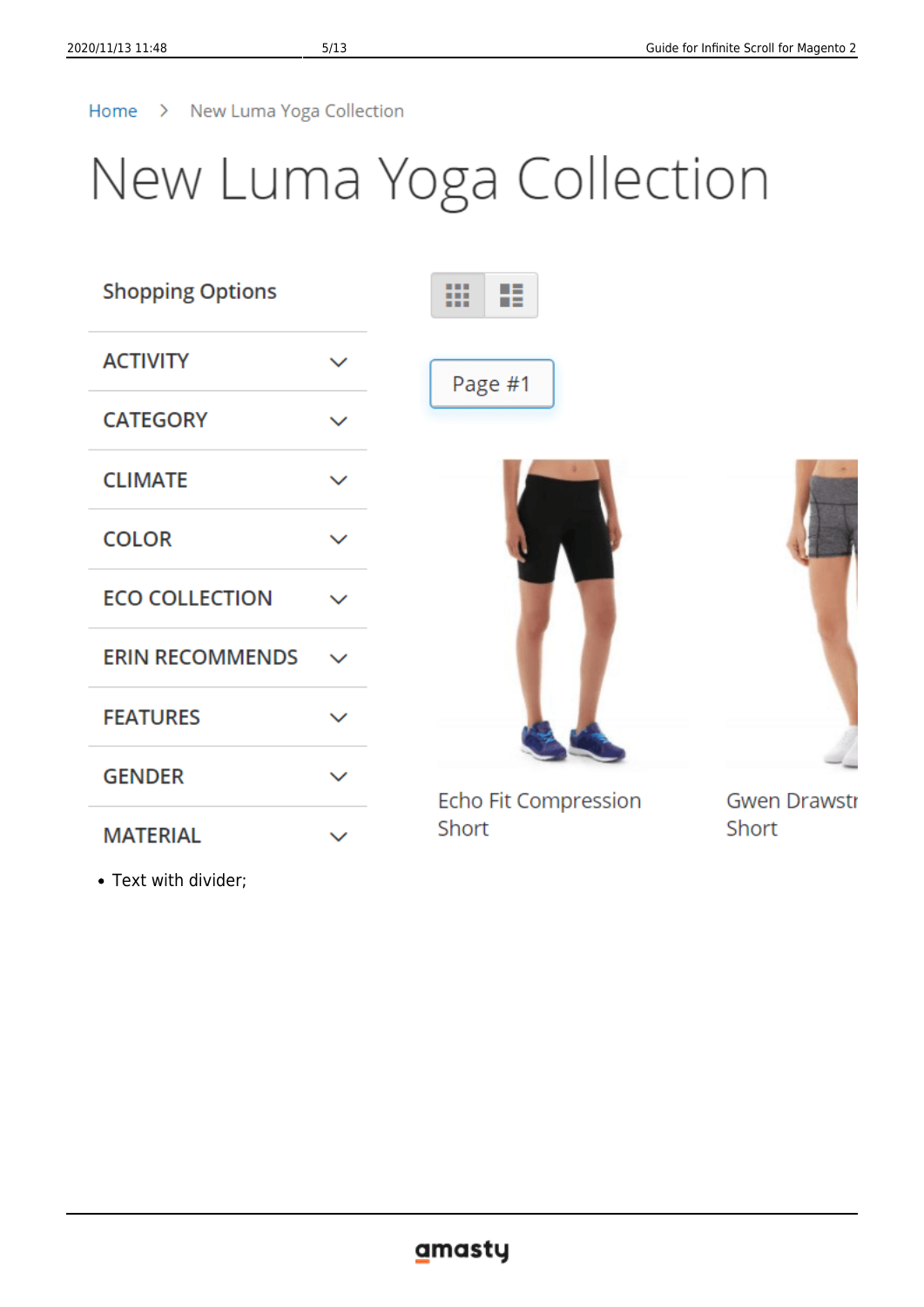Home > New Luma Yoga Collection

New Luma Yoga Collection

Shopping Options

ACTIVITY

CATEGORY

CLIMATE

COLOR

ECO COLLECTION

ERIN RECOMMENDS

FEATURES

GENDER

MATERIAL

Page #1

Echo Fit Compression Short

Gwen Drawstr Short

- Text with divider;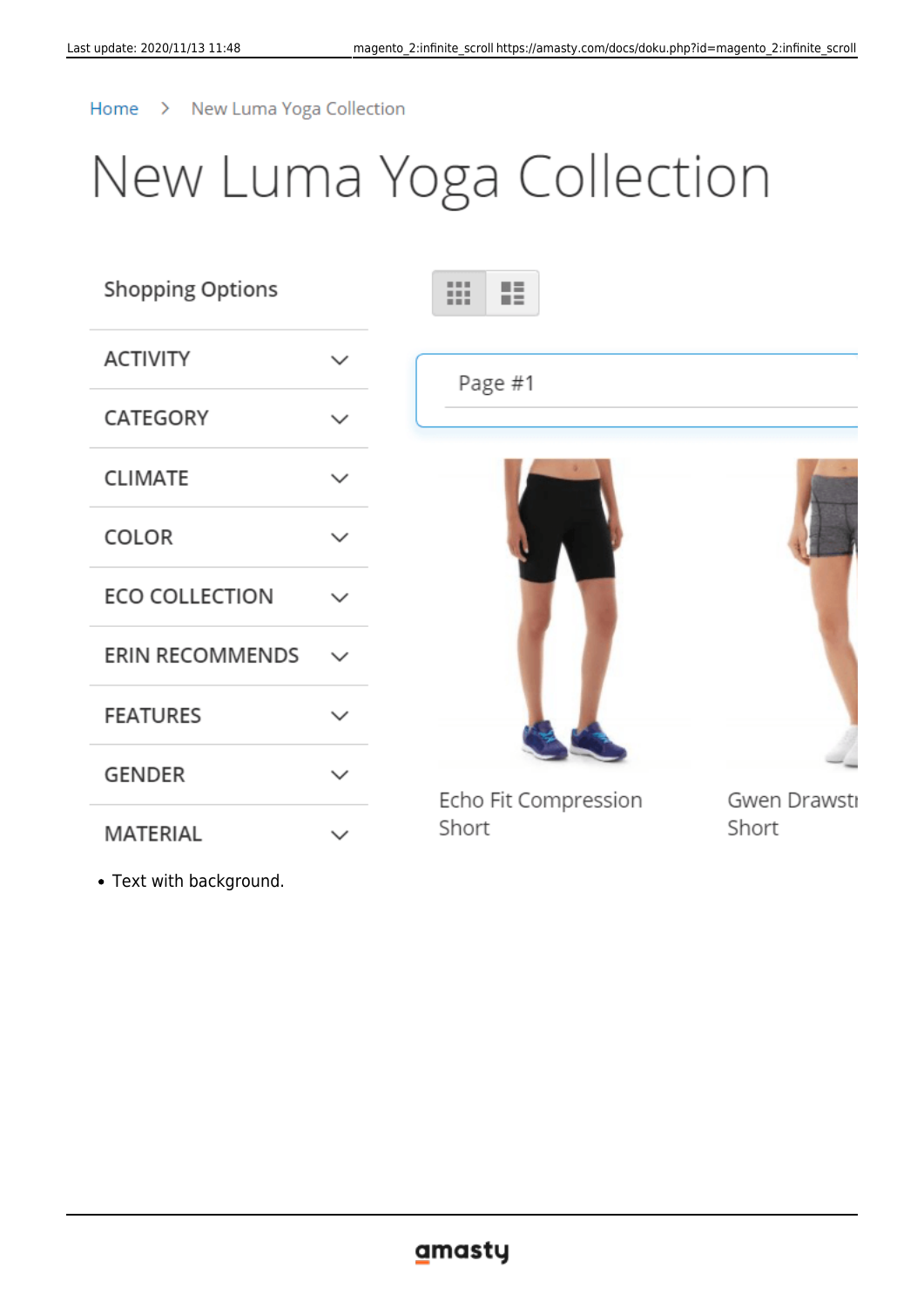- Text with background.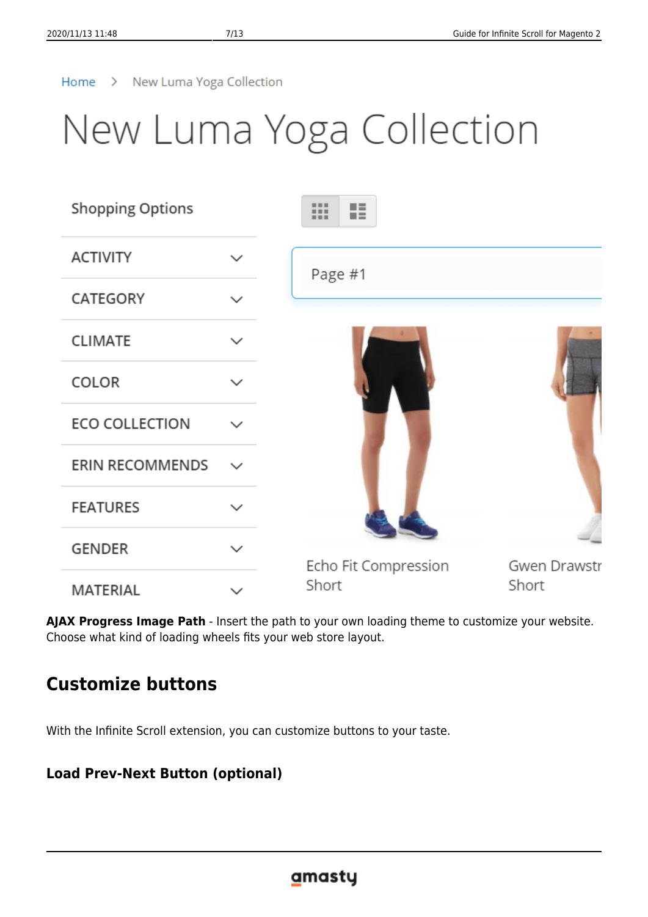**AJAX Progress Image Path** - Insert the path to your own loading theme to customize your website. Choose what kind of loading wheels fits your web store layout.

## Customize buttons

With the Infinite Scroll extension, you can customize buttons to your taste.

### Load Prev-Next Button (optional)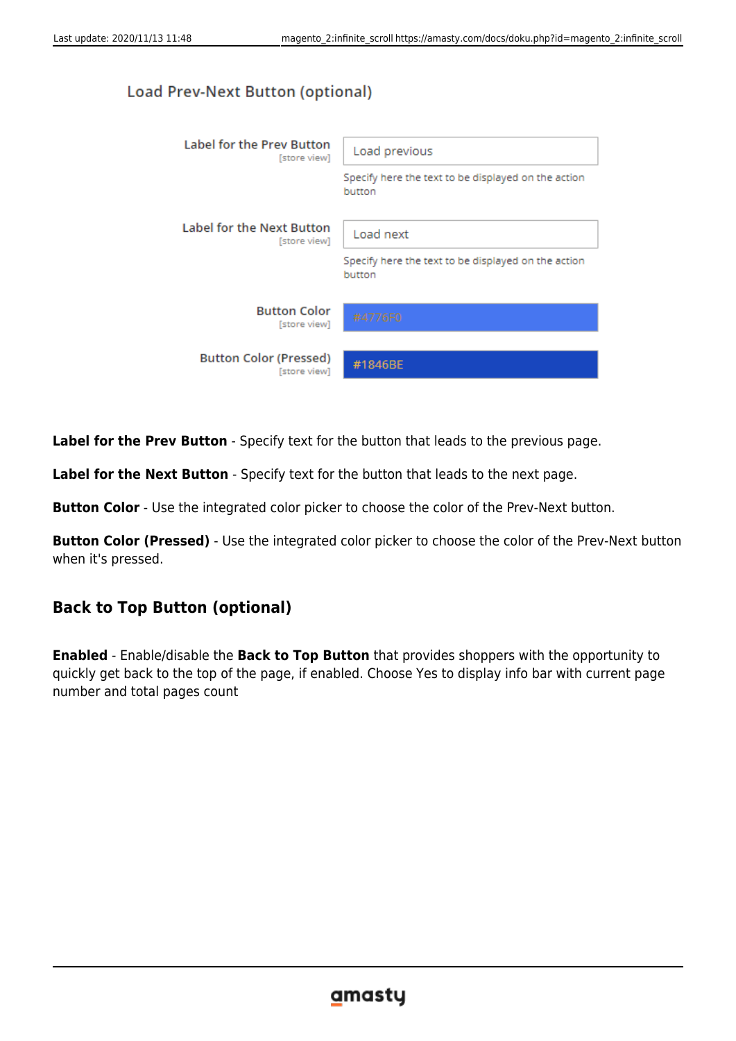Load Prev-Next Button (optional)

Label for the Prev Button [store view] — Load previous
Specify here the text to be displayed on the action button

Label for the Next Button [store view] — Load next
Specify here the text to be displayed on the action button

Button Color [store view] — #4776F0

Button Color (Pressed) [store view] — #1846BE

**Label for the Prev Button** - Specify text for the button that leads to the previous page.

**Label for the Next Button** - Specify text for the button that leads to the next page.

**Button Color** - Use the integrated color picker to choose the color of the Prev-Next button.

**Button Color (Pressed)** - Use the integrated color picker to choose the color of the Prev-Next button when it's pressed.

### Back to Top Button (optional)

**Enabled** - Enable/disable the **Back to Top Button** that provides shoppers with the opportunity to quickly get back to the top of the page, if enabled. Choose Yes to display info bar with current page number and total pages count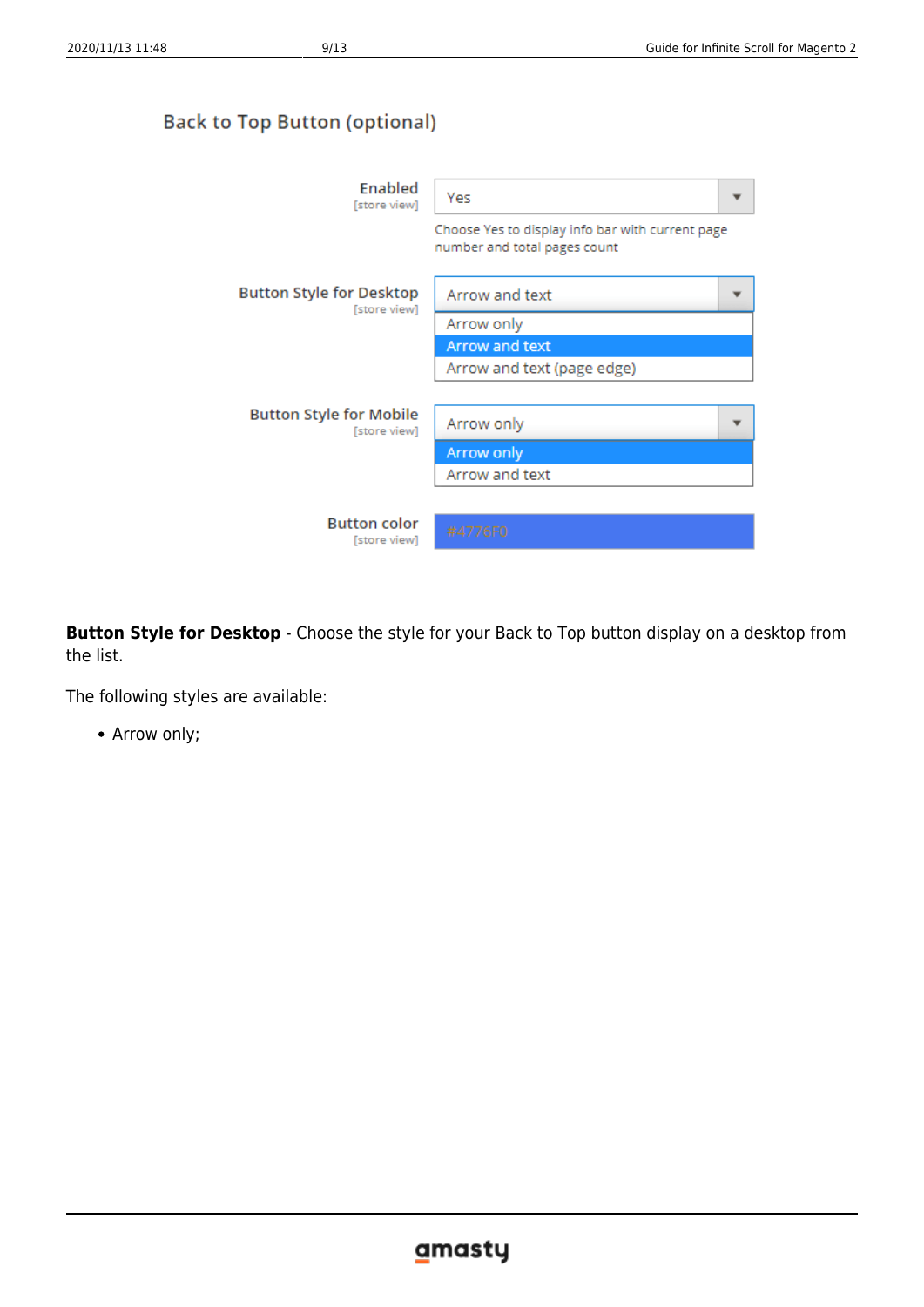Back to Top Button (optional)

Enabled [store view]: Yes

Choose Yes to display info bar with current page number and total pages count

Button Style for Desktop [store view]: Arrow and text

- Arrow only
- Arrow and text
- Arrow and text (page edge)

Button Style for Mobile [store view]: Arrow only

- Arrow only
- Arrow and text

Button color [store view]: #4776F0

**Button Style for Desktop** - Choose the style for your Back to Top button display on a desktop from the list.

The following styles are available:

- Arrow only;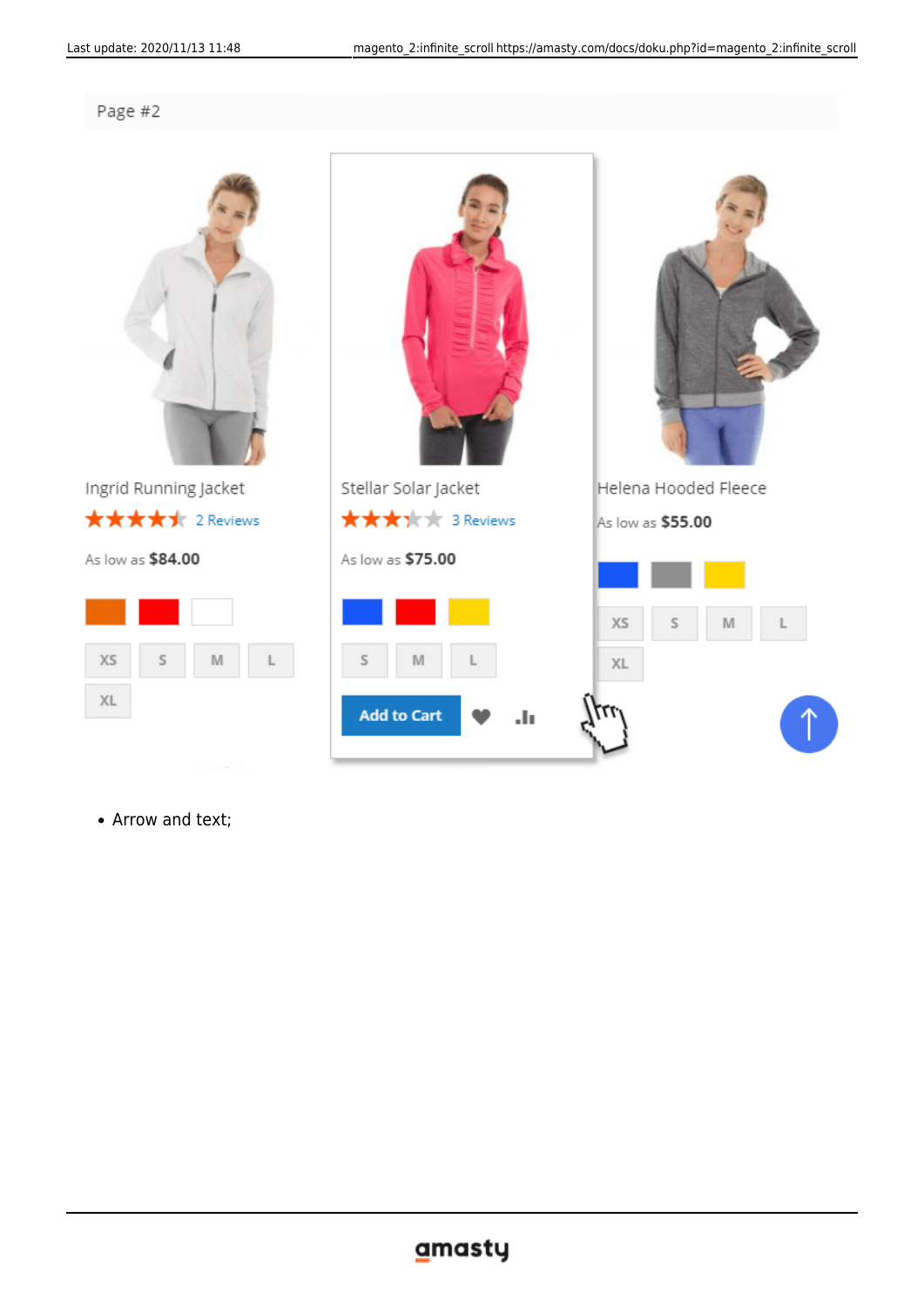- Arrow and text;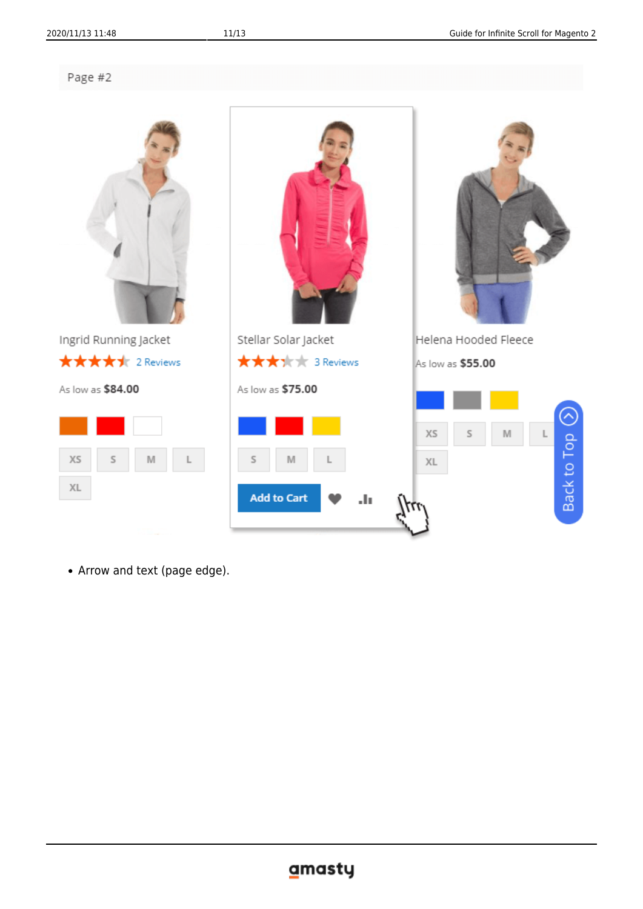* Arrow and text (page edge).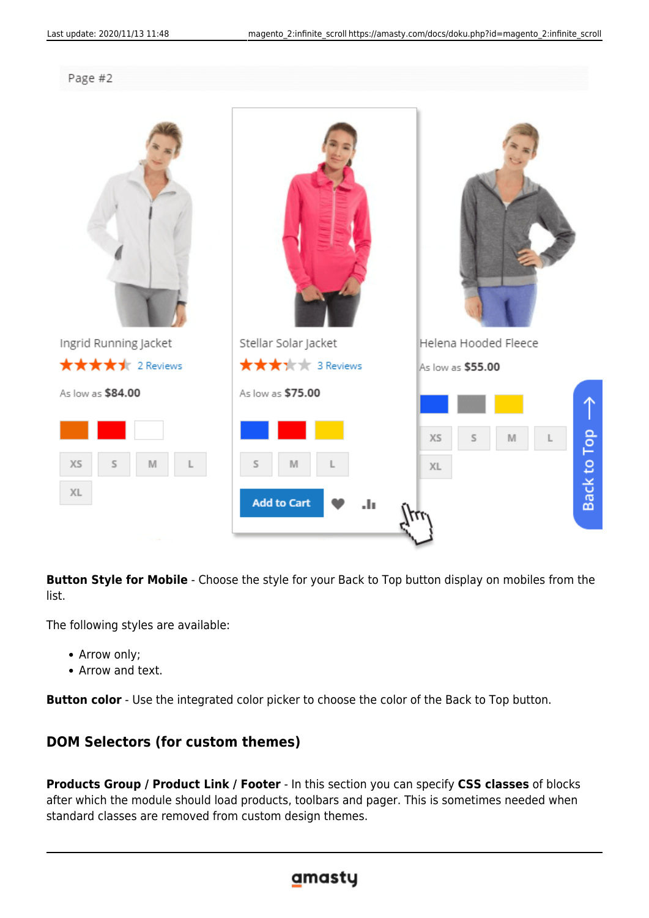**Button Style for Mobile** - Choose the style for your Back to Top button display on mobiles from the list.

The following styles are available:

- Arrow only;
- Arrow and text.

**Button color** - Use the integrated color picker to choose the color of the Back to Top button.

### DOM Selectors (for custom themes)

**Products Group / Product Link / Footer** - In this section you can specify **CSS classes** of blocks after which the module should load products, toolbars and pager. This is sometimes needed when standard classes are removed from custom design themes.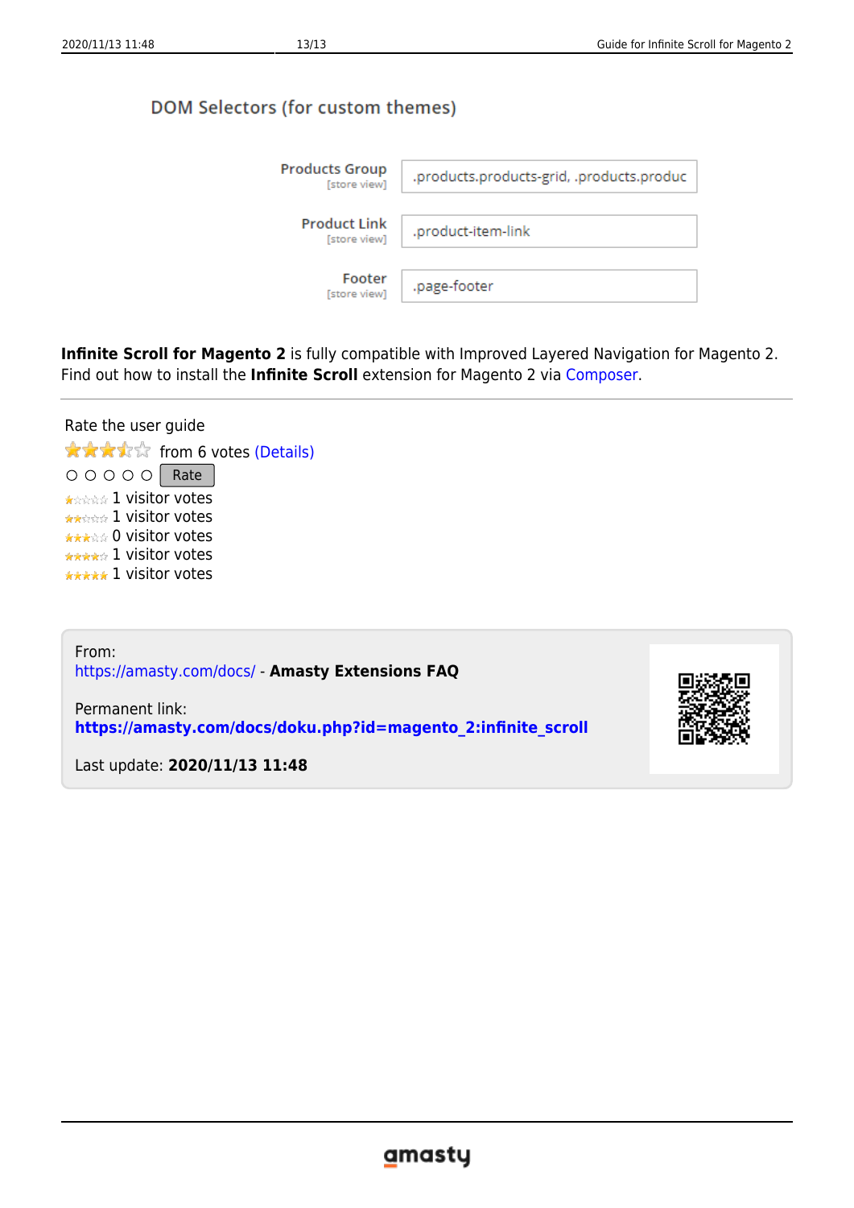DOM Selectors (for custom themes)

Products Group [store view] .products.products-grid, .products.produc

Product Link [store view] .product-item-link

Footer [store view] .page-footer

**Infinite Scroll for Magento 2** is fully compatible with Improved Layered Navigation for Magento 2. Find out how to install the **Infinite Scroll** extension for Magento 2 via Composer.

---

Rate the user guide

from 6 votes (Details)

Rate

1 visitor votes
1 visitor votes
0 visitor votes
1 visitor votes
1 visitor votes

From:
https://amasty.com/docs/ - **Amasty Extensions FAQ**

Permanent link:
**https://amasty.com/docs/doku.php?id=magento_2:infinite_scroll**

Last update: **2020/11/13 11:48**